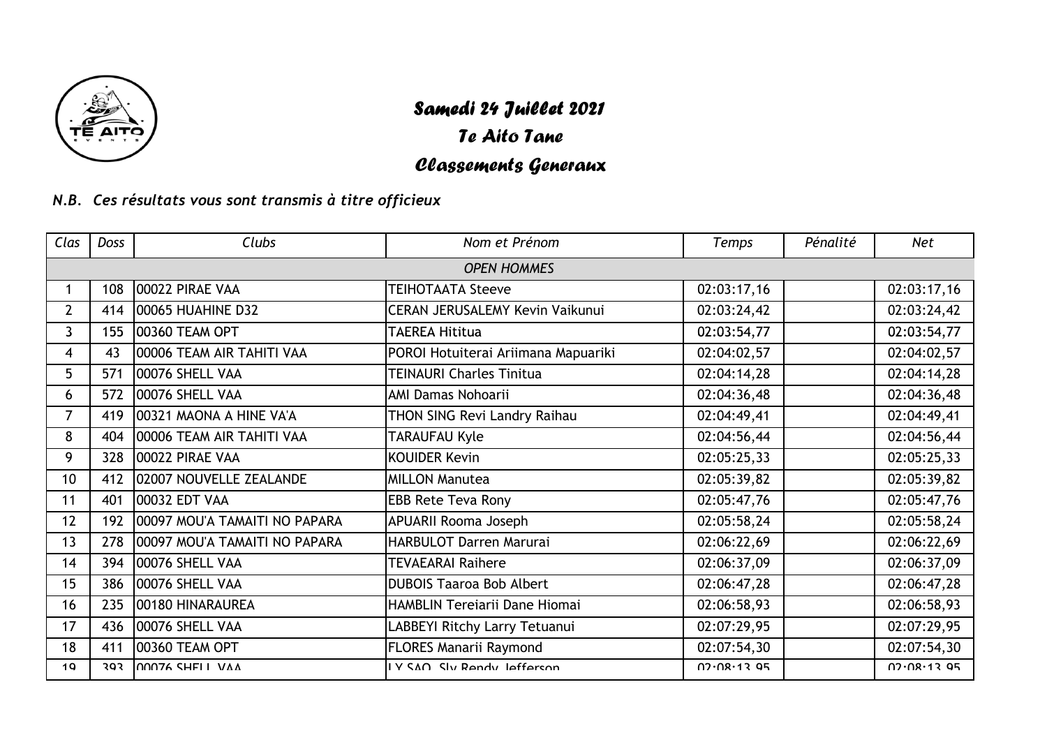# *Samedi 24 Juillet 2021*

## *Te Aito Tane*

## *Classements Generaux*

*N.B. Ces résultats vous sont transmis à titre officieux*

| *Clas* | *Doss* | *Clubs* | *Nom et Prénom* | *Temps* | *Pénalité* | *Net* |
|---|---|---|---|---|---|---|
| | | | *OPEN HOMMES* | | | |
| 1 | 108 | 00022 PIRAE VAA | TEIHOTAATA Steeve | 02:03:17,16 | | 02:03:17,16 |
| 2 | 414 | 00065 HUAHINE D32 | CERAN JERUSALEMY Kevin Vaikunui | 02:03:24,42 | | 02:03:24,42 |
| 3 | 155 | 00360 TEAM OPT | TAEREA Hititua | 02:03:54,77 | | 02:03:54,77 |
| 4 | 43 | 00006 TEAM AIR TAHITI VAA | POROI Hotuiterai Ariimana Mapuariki | 02:04:02,57 | | 02:04:02,57 |
| 5 | 571 | 00076 SHELL VAA | TEINAURI Charles Tinitua | 02:04:14,28 | | 02:04:14,28 |
| 6 | 572 | 00076 SHELL VAA | AMI Damas Nohoarii | 02:04:36,48 | | 02:04:36,48 |
| 7 | 419 | 00321 MAONA A HINE VA'A | THON SING Revi Landry Raihau | 02:04:49,41 | | 02:04:49,41 |
| 8 | 404 | 00006 TEAM AIR TAHITI VAA | TARAUFAU Kyle | 02:04:56,44 | | 02:04:56,44 |
| 9 | 328 | 00022 PIRAE VAA | KOUIDER Kevin | 02:05:25,33 | | 02:05:25,33 |
| 10 | 412 | 02007 NOUVELLE ZEALANDE | MILLON Manutea | 02:05:39,82 | | 02:05:39,82 |
| 11 | 401 | 00032 EDT VAA | EBB Rete Teva Rony | 02:05:47,76 | | 02:05:47,76 |
| 12 | 192 | 00097 MOU'A TAMAITI NO PAPARA | APUARII Rooma Joseph | 02:05:58,24 | | 02:05:58,24 |
| 13 | 278 | 00097 MOU'A TAMAITI NO PAPARA | HARBULOT Darren Marurai | 02:06:22,69 | | 02:06:22,69 |
| 14 | 394 | 00076 SHELL VAA | TEVAEARAI Raihere | 02:06:37,09 | | 02:06:37,09 |
| 15 | 386 | 00076 SHELL VAA | DUBOIS Taaroa Bob Albert | 02:06:47,28 | | 02:06:47,28 |
| 16 | 235 | 00180 HINARAUREA | HAMBLIN Tereiarii Dane Hiomai | 02:06:58,93 | | 02:06:58,93 |
| 17 | 436 | 00076 SHELL VAA | LABBEYI Ritchy Larry Tetuanui | 02:07:29,95 | | 02:07:29,95 |
| 18 | 411 | 00360 TEAM OPT | FLORES Manarii Raymond | 02:07:54,30 | | 02:07:54,30 |
| 19 | 393 | 00076 SHELL VAA | LY SAO Sly Rendy Jefferson | 02:08:13,95 | | 02:08:13,95 |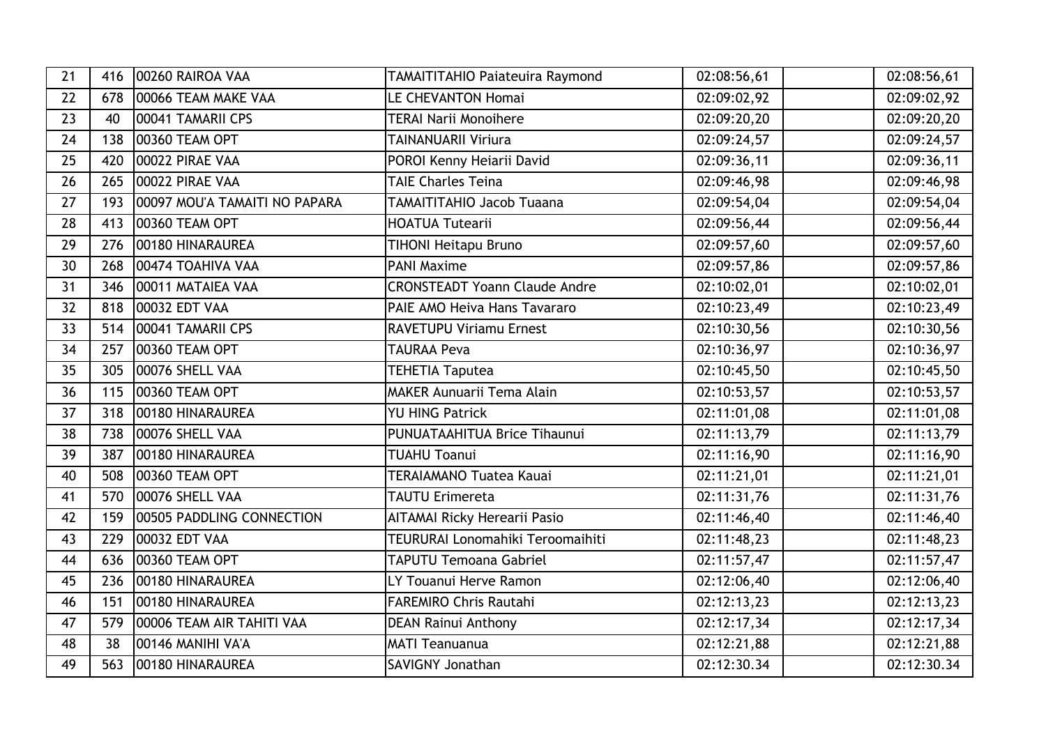| 21 | 416 | 00260 RAIROA VAA | TAMAITITAHIO Paiateuira Raymond | 02:08:56,61 | | 02:08:56,61 |
|---|---|---|---|---|---|---|
| 22 | 678 | 00066 TEAM MAKE VAA | LE CHEVANTON Homai | 02:09:02,92 | | 02:09:02,92 |
| 23 | 40 | 00041 TAMARII CPS | TERAI Narii Monoihere | 02:09:20,20 | | 02:09:20,20 |
| 24 | 138 | 00360 TEAM OPT | TAINANUARII Viriura | 02:09:24,57 | | 02:09:24,57 |
| 25 | 420 | 00022 PIRAE VAA | POROI Kenny Heiarii David | 02:09:36,11 | | 02:09:36,11 |
| 26 | 265 | 00022 PIRAE VAA | TAIE Charles Teina | 02:09:46,98 | | 02:09:46,98 |
| 27 | 193 | 00097 MOU'A TAMAITI NO PAPARA | TAMAITITAHIO Jacob Tuaana | 02:09:54,04 | | 02:09:54,04 |
| 28 | 413 | 00360 TEAM OPT | HOATUA Tutearii | 02:09:56,44 | | 02:09:56,44 |
| 29 | 276 | 00180 HINARAUREA | TIHONI Heitapu Bruno | 02:09:57,60 | | 02:09:57,60 |
| 30 | 268 | 00474 TOAHIVA VAA | PANI Maxime | 02:09:57,86 | | 02:09:57,86 |
| 31 | 346 | 00011 MATAIEA VAA | CRONSTEADT Yoann Claude Andre | 02:10:02,01 | | 02:10:02,01 |
| 32 | 818 | 00032 EDT VAA | PAIE AMO Heiva Hans Tavararo | 02:10:23,49 | | 02:10:23,49 |
| 33 | 514 | 00041 TAMARII CPS | RAVETUPU Viriamu Ernest | 02:10:30,56 | | 02:10:30,56 |
| 34 | 257 | 00360 TEAM OPT | TAURAA Peva | 02:10:36,97 | | 02:10:36,97 |
| 35 | 305 | 00076 SHELL VAA | TEHETIA Taputea | 02:10:45,50 | | 02:10:45,50 |
| 36 | 115 | 00360 TEAM OPT | MAKER Aunuarii Tema Alain | 02:10:53,57 | | 02:10:53,57 |
| 37 | 318 | 00180 HINARAUREA | YU HING Patrick | 02:11:01,08 | | 02:11:01,08 |
| 38 | 738 | 00076 SHELL VAA | PUNUATAAHITUA Brice Tihaunui | 02:11:13,79 | | 02:11:13,79 |
| 39 | 387 | 00180 HINARAUREA | TUAHU Toanui | 02:11:16,90 | | 02:11:16,90 |
| 40 | 508 | 00360 TEAM OPT | TERAIAMANO Tuatea Kauai | 02:11:21,01 | | 02:11:21,01 |
| 41 | 570 | 00076 SHELL VAA | TAUTU Erimereta | 02:11:31,76 | | 02:11:31,76 |
| 42 | 159 | 00505 PADDLING CONNECTION | AITAMAI Ricky Herearii Pasio | 02:11:46,40 | | 02:11:46,40 |
| 43 | 229 | 00032 EDT VAA | TEURURAI Lonomahiki Teroomaihiti | 02:11:48,23 | | 02:11:48,23 |
| 44 | 636 | 00360 TEAM OPT | TAPUTU Temoana Gabriel | 02:11:57,47 | | 02:11:57,47 |
| 45 | 236 | 00180 HINARAUREA | LY Touanui Herve Ramon | 02:12:06,40 | | 02:12:06,40 |
| 46 | 151 | 00180 HINARAUREA | FAREMIRO Chris Rautahi | 02:12:13,23 | | 02:12:13,23 |
| 47 | 579 | 00006 TEAM AIR TAHITI VAA | DEAN Rainui Anthony | 02:12:17,34 | | 02:12:17,34 |
| 48 | 38 | 00146 MANIHI VA'A | MATI Teanuanua | 02:12:21,88 | | 02:12:21,88 |
| 49 | 563 | 00180 HINARAUREA | SAVIGNY Jonathan | 02:12:30.34 | | 02:12:30.34 |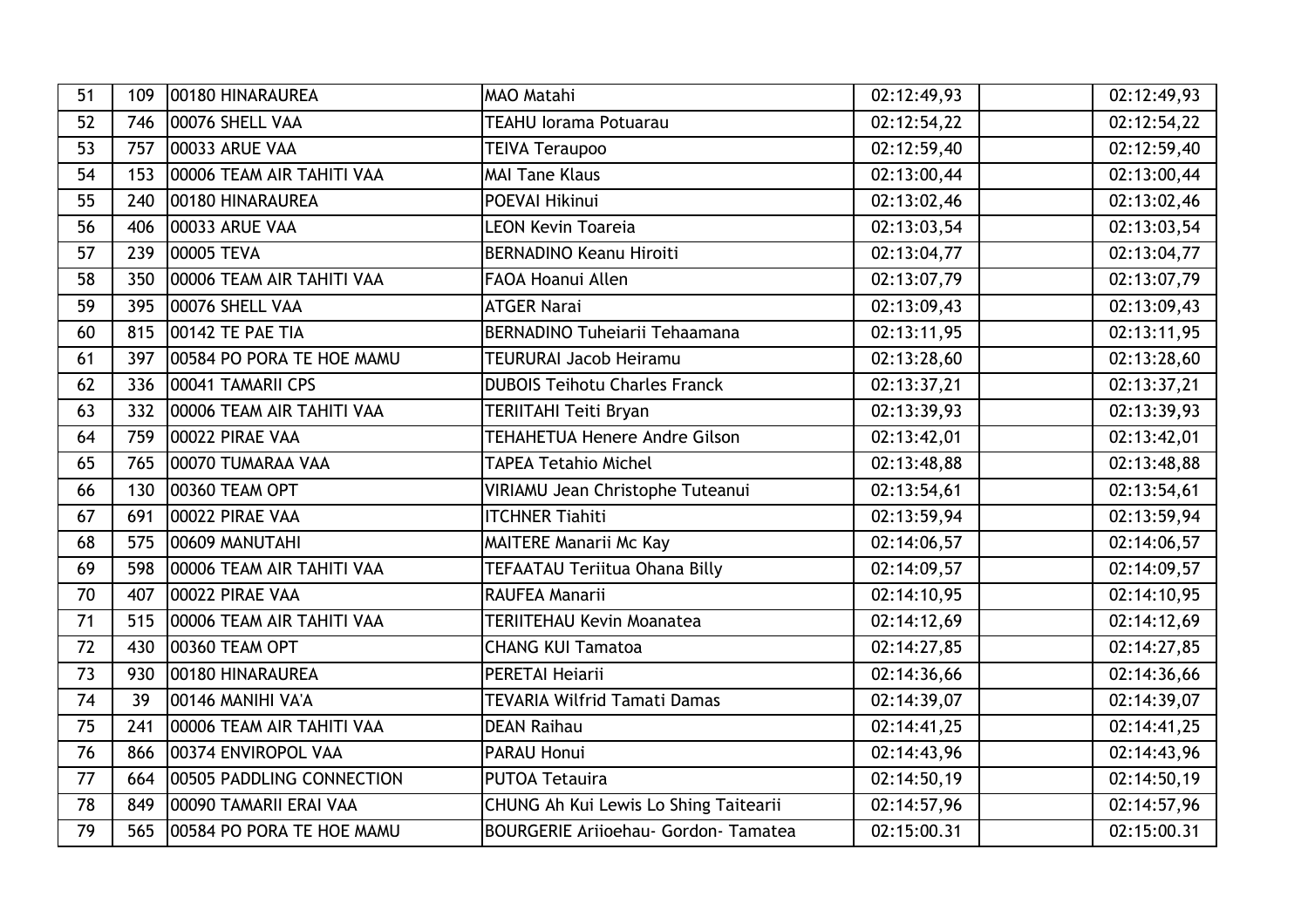| 51 | 109 | 00180 HINARAUREA | MAO Matahi | 02:12:49,93 | | 02:12:49,93 |
|---|---|---|---|---|---|---|
| 52 | 746 | 00076 SHELL VAA | TEAHU Iorama Potuarau | 02:12:54,22 | | 02:12:54,22 |
| 53 | 757 | 00033 ARUE VAA | TEIVA Teraupoo | 02:12:59,40 | | 02:12:59,40 |
| 54 | 153 | 00006 TEAM AIR TAHITI VAA | MAI Tane Klaus | 02:13:00,44 | | 02:13:00,44 |
| 55 | 240 | 00180 HINARAUREA | POEVAI Hikinui | 02:13:02,46 | | 02:13:02,46 |
| 56 | 406 | 00033 ARUE VAA | LEON Kevin Toareia | 02:13:03,54 | | 02:13:03,54 |
| 57 | 239 | 00005 TEVA | BERNADINO Keanu Hiroiti | 02:13:04,77 | | 02:13:04,77 |
| 58 | 350 | 00006 TEAM AIR TAHITI VAA | FAOA Hoanui Allen | 02:13:07,79 | | 02:13:07,79 |
| 59 | 395 | 00076 SHELL VAA | ATGER Narai | 02:13:09,43 | | 02:13:09,43 |
| 60 | 815 | 00142 TE PAE TIA | BERNADINO Tuheiarii Tehaamana | 02:13:11,95 | | 02:13:11,95 |
| 61 | 397 | 00584 PO PORA TE HOE MAMU | TEURURAI Jacob Heiramu | 02:13:28,60 | | 02:13:28,60 |
| 62 | 336 | 00041 TAMARII CPS | DUBOIS Teihotu Charles Franck | 02:13:37,21 | | 02:13:37,21 |
| 63 | 332 | 00006 TEAM AIR TAHITI VAA | TERIITAHI Teiti Bryan | 02:13:39,93 | | 02:13:39,93 |
| 64 | 759 | 00022 PIRAE VAA | TEHAHETUA Henere Andre Gilson | 02:13:42,01 | | 02:13:42,01 |
| 65 | 765 | 00070 TUMARAA VAA | TAPEA Tetahio Michel | 02:13:48,88 | | 02:13:48,88 |
| 66 | 130 | 00360 TEAM OPT | VIRIAMU Jean Christophe Tuteanui | 02:13:54,61 | | 02:13:54,61 |
| 67 | 691 | 00022 PIRAE VAA | ITCHNER Tiahiti | 02:13:59,94 | | 02:13:59,94 |
| 68 | 575 | 00609 MANUTAHI | MAITERE Manarii Mc Kay | 02:14:06,57 | | 02:14:06,57 |
| 69 | 598 | 00006 TEAM AIR TAHITI VAA | TEFAATAU Teriitua Ohana Billy | 02:14:09,57 | | 02:14:09,57 |
| 70 | 407 | 00022 PIRAE VAA | RAUFEA Manarii | 02:14:10,95 | | 02:14:10,95 |
| 71 | 515 | 00006 TEAM AIR TAHITI VAA | TERIITEHAU Kevin Moanatea | 02:14:12,69 | | 02:14:12,69 |
| 72 | 430 | 00360 TEAM OPT | CHANG KUI Tamatoa | 02:14:27,85 | | 02:14:27,85 |
| 73 | 930 | 00180 HINARAUREA | PERETAI Heiarii | 02:14:36,66 | | 02:14:36,66 |
| 74 | 39 | 00146 MANIHI VA'A | TEVARIA Wilfrid Tamati Damas | 02:14:39,07 | | 02:14:39,07 |
| 75 | 241 | 00006 TEAM AIR TAHITI VAA | DEAN Raihau | 02:14:41,25 | | 02:14:41,25 |
| 76 | 866 | 00374 ENVIROPOL VAA | PARAU Honui | 02:14:43,96 | | 02:14:43,96 |
| 77 | 664 | 00505 PADDLING CONNECTION | PUTOA Tetauira | 02:14:50,19 | | 02:14:50,19 |
| 78 | 849 | 00090 TAMARII ERAI VAA | CHUNG Ah Kui Lewis Lo Shing Taitearii | 02:14:57,96 | | 02:14:57,96 |
| 79 | 565 | 00584 PO PORA TE HOE MAMU | BOURGERIE Ariioehau- Gordon- Tamatea | 02:15:00.31 | | 02:15:00.31 |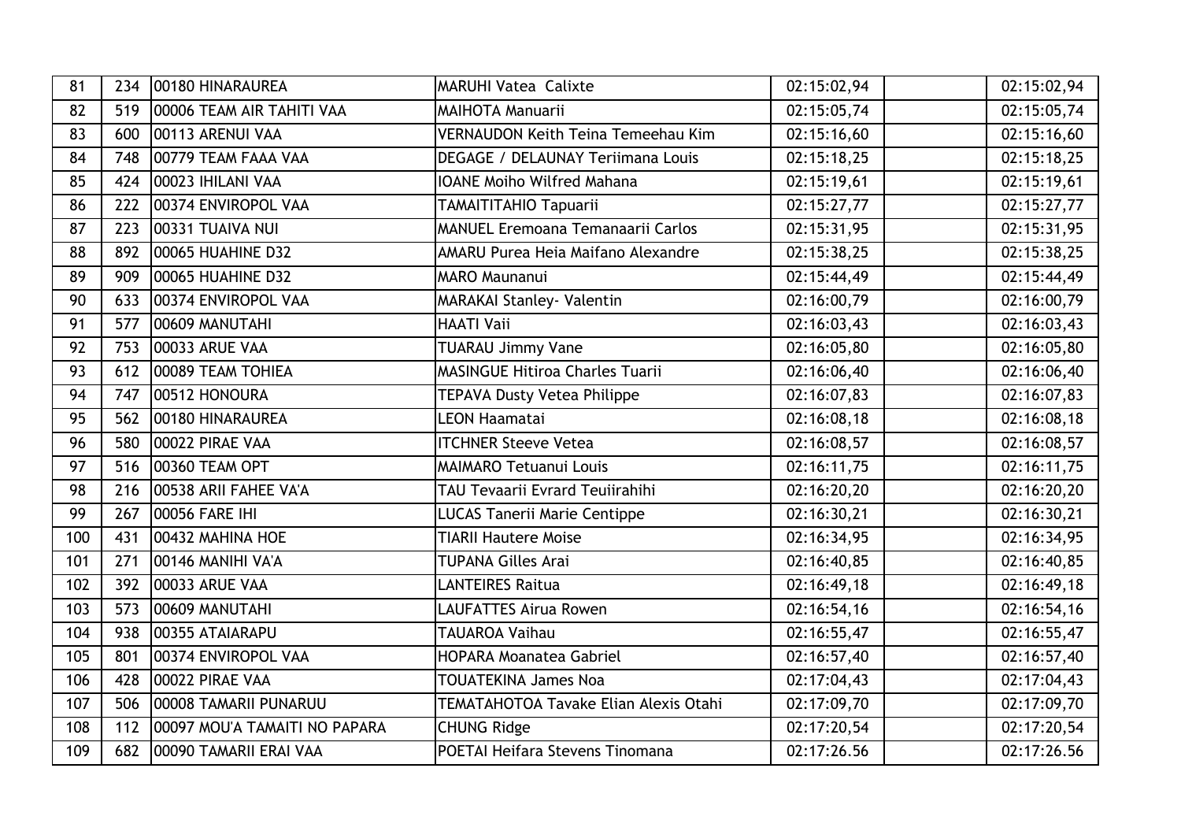| 81 | 234 | 00180 HINARAUREA | MARUHI Vatea Calixte | 02:15:02,94 | | 02:15:02,94 |
|---|---|---|---|---|---|---|
| 82 | 519 | 00006 TEAM AIR TAHITI VAA | MAIHOTA Manuarii | 02:15:05,74 | | 02:15:05,74 |
| 83 | 600 | 00113 ARENUI VAA | VERNAUDON Keith Teina Temeehau Kim | 02:15:16,60 | | 02:15:16,60 |
| 84 | 748 | 00779 TEAM FAAA VAA | DEGAGE / DELAUNAY Teriimana Louis | 02:15:18,25 | | 02:15:18,25 |
| 85 | 424 | 00023 IHILANI VAA | IOANE Moiho Wilfred Mahana | 02:15:19,61 | | 02:15:19,61 |
| 86 | 222 | 00374 ENVIROPOL VAA | TAMAITITAHIO Tapuarii | 02:15:27,77 | | 02:15:27,77 |
| 87 | 223 | 00331 TUAIVA NUI | MANUEL Eremoana Temanaarii Carlos | 02:15:31,95 | | 02:15:31,95 |
| 88 | 892 | 00065 HUAHINE D32 | AMARU Purea Heia Maifano Alexandre | 02:15:38,25 | | 02:15:38,25 |
| 89 | 909 | 00065 HUAHINE D32 | MARO Maunanui | 02:15:44,49 | | 02:15:44,49 |
| 90 | 633 | 00374 ENVIROPOL VAA | MARAKAI Stanley- Valentin | 02:16:00,79 | | 02:16:00,79 |
| 91 | 577 | 00609 MANUTAHI | HAATI Vaii | 02:16:03,43 | | 02:16:03,43 |
| 92 | 753 | 00033 ARUE VAA | TUARAU Jimmy Vane | 02:16:05,80 | | 02:16:05,80 |
| 93 | 612 | 00089 TEAM TOHIEA | MASINGUE Hitiroa Charles Tuarii | 02:16:06,40 | | 02:16:06,40 |
| 94 | 747 | 00512 HONOURA | TEPAVA Dusty Vetea Philippe | 02:16:07,83 | | 02:16:07,83 |
| 95 | 562 | 00180 HINARAUREA | LEON Haamatai | 02:16:08,18 | | 02:16:08,18 |
| 96 | 580 | 00022 PIRAE VAA | ITCHNER Steeve Vetea | 02:16:08,57 | | 02:16:08,57 |
| 97 | 516 | 00360 TEAM OPT | MAIMARO Tetuanui Louis | 02:16:11,75 | | 02:16:11,75 |
| 98 | 216 | 00538 ARII FAHEE VA'A | TAU Tevaarii Evrard Teuiirahihi | 02:16:20,20 | | 02:16:20,20 |
| 99 | 267 | 00056 FARE IHI | LUCAS Tanerii Marie Centippe | 02:16:30,21 | | 02:16:30,21 |
| 100 | 431 | 00432 MAHINA HOE | TIARII Hautere Moise | 02:16:34,95 | | 02:16:34,95 |
| 101 | 271 | 00146 MANIHI VA'A | TUPANA Gilles Arai | 02:16:40,85 | | 02:16:40,85 |
| 102 | 392 | 00033 ARUE VAA | LANTEIRES Raitua | 02:16:49,18 | | 02:16:49,18 |
| 103 | 573 | 00609 MANUTAHI | LAUFATTES Airua Rowen | 02:16:54,16 | | 02:16:54,16 |
| 104 | 938 | 00355 ATAIARAPU | TAUAROA Vaihau | 02:16:55,47 | | 02:16:55,47 |
| 105 | 801 | 00374 ENVIROPOL VAA | HOPARA Moanatea Gabriel | 02:16:57,40 | | 02:16:57,40 |
| 106 | 428 | 00022 PIRAE VAA | TOUATEKINA James Noa | 02:17:04,43 | | 02:17:04,43 |
| 107 | 506 | 00008 TAMARII PUNARUU | TEMATAHOTOA Tavake Elian Alexis Otahi | 02:17:09,70 | | 02:17:09,70 |
| 108 | 112 | 00097 MOU'A TAMAITI NO PAPARA | CHUNG Ridge | 02:17:20,54 | | 02:17:20,54 |
| 109 | 682 | 00090 TAMARII ERAI VAA | POETAI Heifara Stevens Tinomana | 02:17:26.56 | | 02:17:26.56 |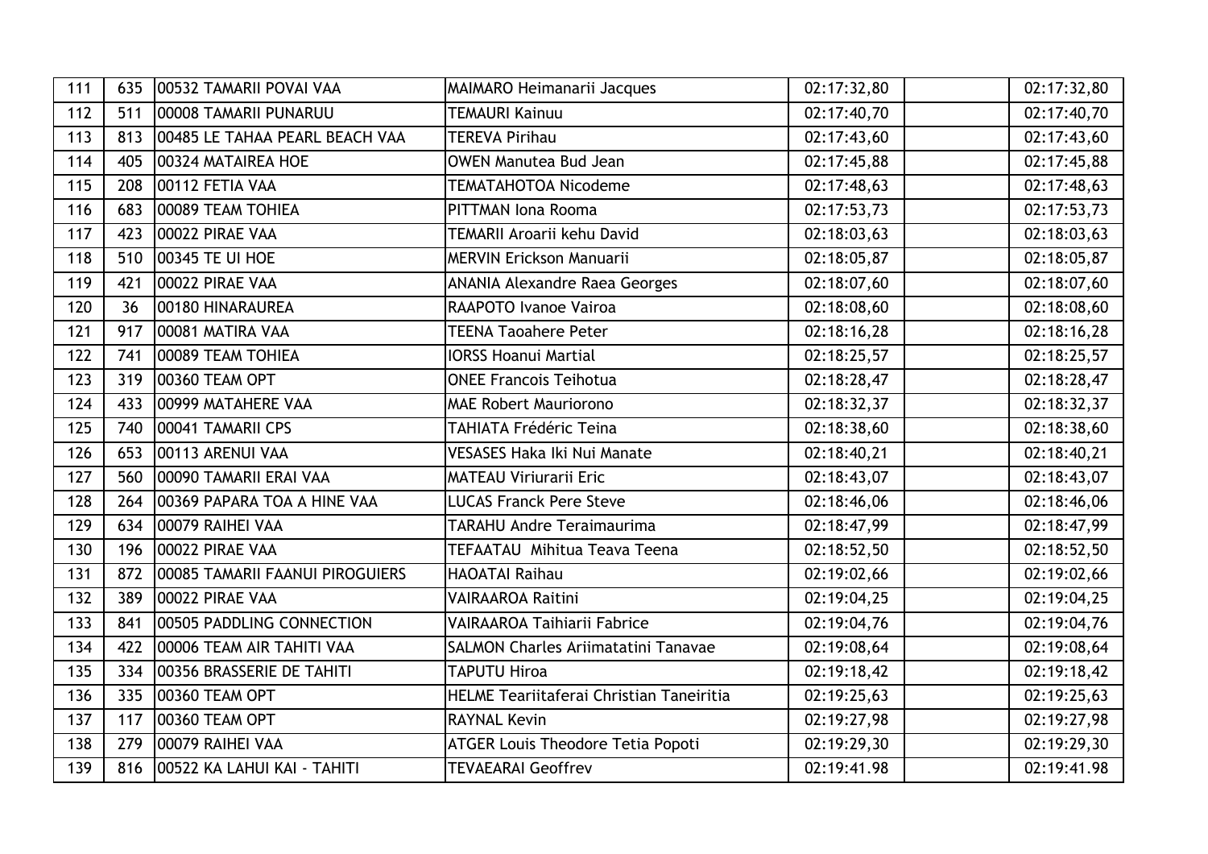| | | | | | | |
|---|---|---|---|---|---|---|
| 111 | 635 | 00532 TAMARII POVAI VAA | MAIMARO Heimanarii Jacques | 02:17:32,80 | | 02:17:32,80 |
| 112 | 511 | 00008 TAMARII PUNARUU | TEMAURI Kainuu | 02:17:40,70 | | 02:17:40,70 |
| 113 | 813 | 00485 LE TAHAA PEARL BEACH VAA | TEREVA Pirihau | 02:17:43,60 | | 02:17:43,60 |
| 114 | 405 | 00324 MATAIREA HOE | OWEN Manutea Bud Jean | 02:17:45,88 | | 02:17:45,88 |
| 115 | 208 | 00112 FETIA VAA | TEMATAHOTOA Nicodeme | 02:17:48,63 | | 02:17:48,63 |
| 116 | 683 | 00089 TEAM TOHIEA | PITTMAN Iona Rooma | 02:17:53,73 | | 02:17:53,73 |
| 117 | 423 | 00022 PIRAE VAA | TEMARII Aroarii kehu David | 02:18:03,63 | | 02:18:03,63 |
| 118 | 510 | 00345 TE UI HOE | MERVIN Erickson Manuarii | 02:18:05,87 | | 02:18:05,87 |
| 119 | 421 | 00022 PIRAE VAA | ANANIA Alexandre Raea Georges | 02:18:07,60 | | 02:18:07,60 |
| 120 | 36 | 00180 HINARAUREA | RAAPOTO Ivanoe Vairoa | 02:18:08,60 | | 02:18:08,60 |
| 121 | 917 | 00081 MATIRA VAA | TEENA Taoahere Peter | 02:18:16,28 | | 02:18:16,28 |
| 122 | 741 | 00089 TEAM TOHIEA | IORSS Hoanui Martial | 02:18:25,57 | | 02:18:25,57 |
| 123 | 319 | 00360 TEAM OPT | ONEE Francois Teihotua | 02:18:28,47 | | 02:18:28,47 |
| 124 | 433 | 00999 MATAHERE VAA | MAE Robert Mauriorono | 02:18:32,37 | | 02:18:32,37 |
| 125 | 740 | 00041 TAMARII CPS | TAHIATA Frédéric Teina | 02:18:38,60 | | 02:18:38,60 |
| 126 | 653 | 00113 ARENUI VAA | VESASES Haka Iki Nui Manate | 02:18:40,21 | | 02:18:40,21 |
| 127 | 560 | 00090 TAMARII ERAI VAA | MATEAU Viriurarii Eric | 02:18:43,07 | | 02:18:43,07 |
| 128 | 264 | 00369 PAPARA TOA A HINE VAA | LUCAS Franck Pere Steve | 02:18:46,06 | | 02:18:46,06 |
| 129 | 634 | 00079 RAIHEI VAA | TARAHU Andre Teraimaurima | 02:18:47,99 | | 02:18:47,99 |
| 130 | 196 | 00022 PIRAE VAA | TEFAATAU Mihitua Teava Teena | 02:18:52,50 | | 02:18:52,50 |
| 131 | 872 | 00085 TAMARII FAANUI PIROGUIERS | HAOATAI Raihau | 02:19:02,66 | | 02:19:02,66 |
| 132 | 389 | 00022 PIRAE VAA | VAIRAAROA Raitini | 02:19:04,25 | | 02:19:04,25 |
| 133 | 841 | 00505 PADDLING CONNECTION | VAIRAAROA Taihiarii Fabrice | 02:19:04,76 | | 02:19:04,76 |
| 134 | 422 | 00006 TEAM AIR TAHITI VAA | SALMON Charles Ariimatatini Tanavae | 02:19:08,64 | | 02:19:08,64 |
| 135 | 334 | 00356 BRASSERIE DE TAHITI | TAPUTU Hiroa | 02:19:18,42 | | 02:19:18,42 |
| 136 | 335 | 00360 TEAM OPT | HELME Teariitaferai Christian Taneiritia | 02:19:25,63 | | 02:19:25,63 |
| 137 | 117 | 00360 TEAM OPT | RAYNAL Kevin | 02:19:27,98 | | 02:19:27,98 |
| 138 | 279 | 00079 RAIHEI VAA | ATGER Louis Theodore Tetia Popoti | 02:19:29,30 | | 02:19:29,30 |
| 139 | 816 | 00522 KA LAHUI KAI - TAHITI | TEVAEARAI Geoffrev | 02:19:41.98 | | 02:19:41.98 |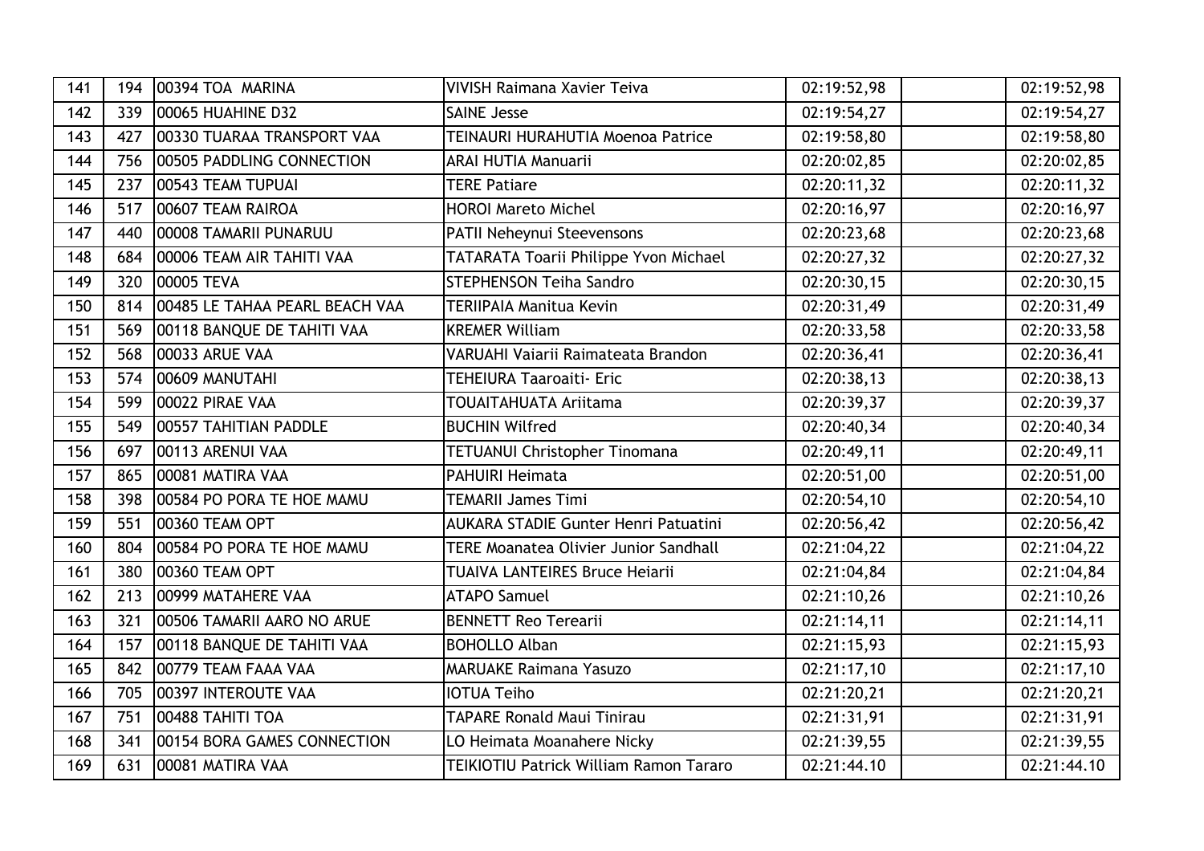| 141 | 194 | 00394 TOA MARINA | VIVISH Raimana Xavier Teiva | 02:19:52,98 | | 02:19:52,98 |
|---|---|---|---|---|---|---|
| 142 | 339 | 00065 HUAHINE D32 | SAINE Jesse | 02:19:54,27 | | 02:19:54,27 |
| 143 | 427 | 00330 TUARAA TRANSPORT VAA | TEINAURI HURAHUTIA Moenoa Patrice | 02:19:58,80 | | 02:19:58,80 |
| 144 | 756 | 00505 PADDLING CONNECTION | ARAI HUTIA Manuarii | 02:20:02,85 | | 02:20:02,85 |
| 145 | 237 | 00543 TEAM TUPUAI | TERE Patiare | 02:20:11,32 | | 02:20:11,32 |
| 146 | 517 | 00607 TEAM RAIROA | HOROI Mareto Michel | 02:20:16,97 | | 02:20:16,97 |
| 147 | 440 | 00008 TAMARII PUNARUU | PATII Neheynui Steevensons | 02:20:23,68 | | 02:20:23,68 |
| 148 | 684 | 00006 TEAM AIR TAHITI VAA | TATARATA Toarii Philippe Yvon Michael | 02:20:27,32 | | 02:20:27,32 |
| 149 | 320 | 00005 TEVA | STEPHENSON Teiha Sandro | 02:20:30,15 | | 02:20:30,15 |
| 150 | 814 | 00485 LE TAHAA PEARL BEACH VAA | TERIIPAIA Manitua Kevin | 02:20:31,49 | | 02:20:31,49 |
| 151 | 569 | 00118 BANQUE DE TAHITI VAA | KREMER William | 02:20:33,58 | | 02:20:33,58 |
| 152 | 568 | 00033 ARUE VAA | VARUAHI Vaiarii Raimateata Brandon | 02:20:36,41 | | 02:20:36,41 |
| 153 | 574 | 00609 MANUTAHI | TEHEIURA Taaroaiti- Eric | 02:20:38,13 | | 02:20:38,13 |
| 154 | 599 | 00022 PIRAE VAA | TOUAITAHUATA Ariitama | 02:20:39,37 | | 02:20:39,37 |
| 155 | 549 | 00557 TAHITIAN PADDLE | BUCHIN Wilfred | 02:20:40,34 | | 02:20:40,34 |
| 156 | 697 | 00113 ARENUI VAA | TETUANUI Christopher Tinomana | 02:20:49,11 | | 02:20:49,11 |
| 157 | 865 | 00081 MATIRA VAA | PAHUIRI Heimata | 02:20:51,00 | | 02:20:51,00 |
| 158 | 398 | 00584 PO PORA TE HOE MAMU | TEMARII James Timi | 02:20:54,10 | | 02:20:54,10 |
| 159 | 551 | 00360 TEAM OPT | AUKARA STADIE Gunter Henri Patuatini | 02:20:56,42 | | 02:20:56,42 |
| 160 | 804 | 00584 PO PORA TE HOE MAMU | TERE Moanatea Olivier Junior Sandhall | 02:21:04,22 | | 02:21:04,22 |
| 161 | 380 | 00360 TEAM OPT | TUAIVA LANTEIRES Bruce Heiarii | 02:21:04,84 | | 02:21:04,84 |
| 162 | 213 | 00999 MATAHERE VAA | ATAPO Samuel | 02:21:10,26 | | 02:21:10,26 |
| 163 | 321 | 00506 TAMARII AARO NO ARUE | BENNETT Reo Terearii | 02:21:14,11 | | 02:21:14,11 |
| 164 | 157 | 00118 BANQUE DE TAHITI VAA | BOHOLLO Alban | 02:21:15,93 | | 02:21:15,93 |
| 165 | 842 | 00779 TEAM FAAA VAA | MARUAKE Raimana Yasuzo | 02:21:17,10 | | 02:21:17,10 |
| 166 | 705 | 00397 INTEROUTE VAA | IOTUA Teiho | 02:21:20,21 | | 02:21:20,21 |
| 167 | 751 | 00488 TAHITI TOA | TAPARE Ronald Maui Tinirau | 02:21:31,91 | | 02:21:31,91 |
| 168 | 341 | 00154 BORA GAMES CONNECTION | LO Heimata Moanahere Nicky | 02:21:39,55 | | 02:21:39,55 |
| 169 | 631 | 00081 MATIRA VAA | TEIKIOTIU Patrick William Ramon Tararo | 02:21:44.10 | | 02:21:44.10 |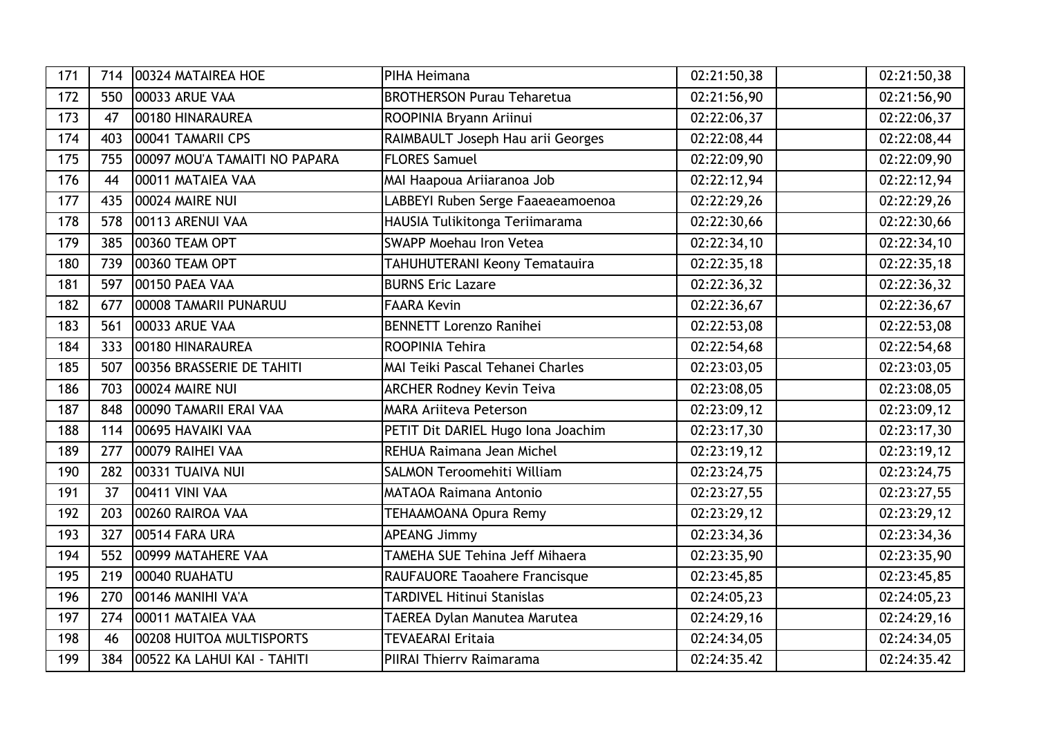| 171 | 714 | 00324 MATAIREA HOE | PIHA Heimana | 02:21:50,38 | | 02:21:50,38 |
|---|---|---|---|---|---|---|
| 172 | 550 | 00033 ARUE VAA | BROTHERSON Purau Teharetua | 02:21:56,90 | | 02:21:56,90 |
| 173 | 47 | 00180 HINARAUREA | ROOPINIA Bryann Ariinui | 02:22:06,37 | | 02:22:06,37 |
| 174 | 403 | 00041 TAMARII CPS | RAIMBAULT Joseph Hau arii Georges | 02:22:08,44 | | 02:22:08,44 |
| 175 | 755 | 00097 MOU'A TAMAITI NO PAPARA | FLORES Samuel | 02:22:09,90 | | 02:22:09,90 |
| 176 | 44 | 00011 MATAIEA VAA | MAI Haapoua Ariiaranoa Job | 02:22:12,94 | | 02:22:12,94 |
| 177 | 435 | 00024 MAIRE NUI | LABBEYI Ruben Serge Faaeaeamoenoa | 02:22:29,26 | | 02:22:29,26 |
| 178 | 578 | 00113 ARENUI VAA | HAUSIA Tulikitonga Teriimarama | 02:22:30,66 | | 02:22:30,66 |
| 179 | 385 | 00360 TEAM OPT | SWAPP Moehau Iron Vetea | 02:22:34,10 | | 02:22:34,10 |
| 180 | 739 | 00360 TEAM OPT | TAHUHUTERANI Keony Tematauira | 02:22:35,18 | | 02:22:35,18 |
| 181 | 597 | 00150 PAEA VAA | BURNS Eric Lazare | 02:22:36,32 | | 02:22:36,32 |
| 182 | 677 | 00008 TAMARII PUNARUU | FAARA Kevin | 02:22:36,67 | | 02:22:36,67 |
| 183 | 561 | 00033 ARUE VAA | BENNETT Lorenzo Ranihei | 02:22:53,08 | | 02:22:53,08 |
| 184 | 333 | 00180 HINARAUREA | ROOPINIA Tehira | 02:22:54,68 | | 02:22:54,68 |
| 185 | 507 | 00356 BRASSERIE DE TAHITI | MAI Teiki Pascal Tehanei Charles | 02:23:03,05 | | 02:23:03,05 |
| 186 | 703 | 00024 MAIRE NUI | ARCHER Rodney Kevin Teiva | 02:23:08,05 | | 02:23:08,05 |
| 187 | 848 | 00090 TAMARII ERAI VAA | MARA Ariiteva Peterson | 02:23:09,12 | | 02:23:09,12 |
| 188 | 114 | 00695 HAVAIKI VAA | PETIT Dit DARIEL Hugo Iona Joachim | 02:23:17,30 | | 02:23:17,30 |
| 189 | 277 | 00079 RAIHEI VAA | REHUA Raimana Jean Michel | 02:23:19,12 | | 02:23:19,12 |
| 190 | 282 | 00331 TUAIVA NUI | SALMON Teroomehiti William | 02:23:24,75 | | 02:23:24,75 |
| 191 | 37 | 00411 VINI VAA | MATAOA Raimana Antonio | 02:23:27,55 | | 02:23:27,55 |
| 192 | 203 | 00260 RAIROA VAA | TEHAAMOANA Opura Remy | 02:23:29,12 | | 02:23:29,12 |
| 193 | 327 | 00514 FARA URA | APEANG Jimmy | 02:23:34,36 | | 02:23:34,36 |
| 194 | 552 | 00999 MATAHERE VAA | TAMEHA SUE Tehina Jeff Mihaera | 02:23:35,90 | | 02:23:35,90 |
| 195 | 219 | 00040 RUAHATU | RAUFAUORE Taoahere Francisque | 02:23:45,85 | | 02:23:45,85 |
| 196 | 270 | 00146 MANIHI VA'A | TARDIVEL Hitinui Stanislas | 02:24:05,23 | | 02:24:05,23 |
| 197 | 274 | 00011 MATAIEA VAA | TAEREA Dylan Manutea Marutea | 02:24:29,16 | | 02:24:29,16 |
| 198 | 46 | 00208 HUITOA MULTISPORTS | TEVAEARAI Eritaia | 02:24:34,05 | | 02:24:34,05 |
| 199 | 384 | 00522 KA LAHUI KAI - TAHITI | PIIRAI Thierry Raimarama | 02:24:35.42 | | 02:24:35.42 |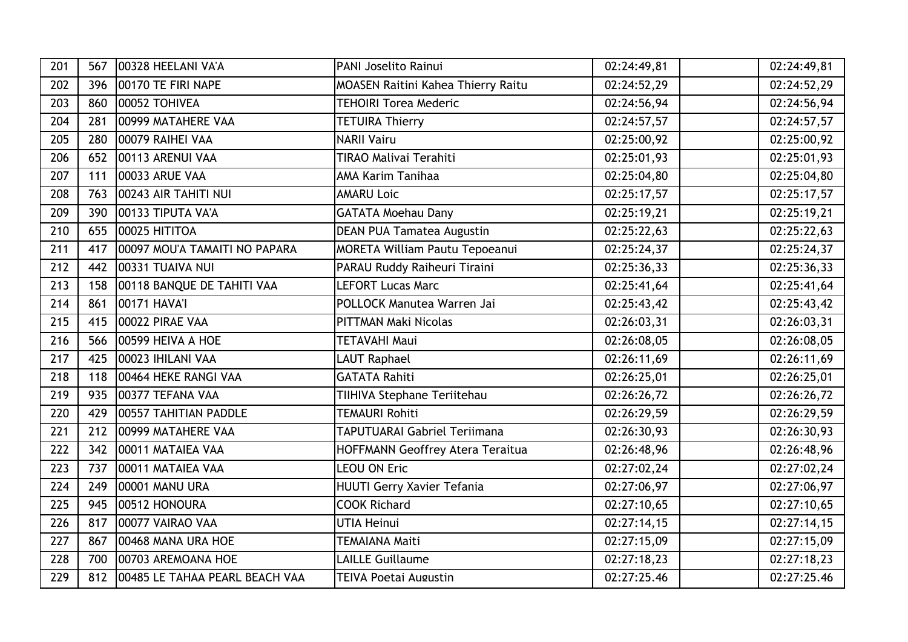| 201 | 567 | 00328 HEELANI VA'A | PANI Joselito Rainui | 02:24:49,81 | | 02:24:49,81 |
|---|---|---|---|---|---|---|
| 202 | 396 | 00170 TE FIRI NAPE | MOASEN Raitini Kahea Thierry Raitu | 02:24:52,29 | | 02:24:52,29 |
| 203 | 860 | 00052 TOHIVEA | TEHOIRI Torea Mederic | 02:24:56,94 | | 02:24:56,94 |
| 204 | 281 | 00999 MATAHERE VAA | TETUIRA Thierry | 02:24:57,57 | | 02:24:57,57 |
| 205 | 280 | 00079 RAIHEI VAA | NARII Vairu | 02:25:00,92 | | 02:25:00,92 |
| 206 | 652 | 00113 ARENUI VAA | TIRAO Malivai Terahiti | 02:25:01,93 | | 02:25:01,93 |
| 207 | 111 | 00033 ARUE VAA | AMA Karim Tanihaa | 02:25:04,80 | | 02:25:04,80 |
| 208 | 763 | 00243 AIR TAHITI NUI | AMARU Loic | 02:25:17,57 | | 02:25:17,57 |
| 209 | 390 | 00133 TIPUTA VA'A | GATATA Moehau Dany | 02:25:19,21 | | 02:25:19,21 |
| 210 | 655 | 00025 HITITOA | DEAN PUA Tamatea Augustin | 02:25:22,63 | | 02:25:22,63 |
| 211 | 417 | 00097 MOU'A TAMAITI NO PAPARA | MORETA William Pautu Tepoeanui | 02:25:24,37 | | 02:25:24,37 |
| 212 | 442 | 00331 TUAIVA NUI | PARAU Ruddy Raiheuri Tiraini | 02:25:36,33 | | 02:25:36,33 |
| 213 | 158 | 00118 BANQUE DE TAHITI VAA | LEFORT Lucas Marc | 02:25:41,64 | | 02:25:41,64 |
| 214 | 861 | 00171 HAVA'I | POLLOCK Manutea Warren Jai | 02:25:43,42 | | 02:25:43,42 |
| 215 | 415 | 00022 PIRAE VAA | PITTMAN Maki Nicolas | 02:26:03,31 | | 02:26:03,31 |
| 216 | 566 | 00599 HEIVA A HOE | TETAVAHI Maui | 02:26:08,05 | | 02:26:08,05 |
| 217 | 425 | 00023 IHILANI VAA | LAUT Raphael | 02:26:11,69 | | 02:26:11,69 |
| 218 | 118 | 00464 HEKE RANGI VAA | GATATA Rahiti | 02:26:25,01 | | 02:26:25,01 |
| 219 | 935 | 00377 TEFANA VAA | TIIHIVA Stephane Teriitehau | 02:26:26,72 | | 02:26:26,72 |
| 220 | 429 | 00557 TAHITIAN PADDLE | TEMAURI Rohiti | 02:26:29,59 | | 02:26:29,59 |
| 221 | 212 | 00999 MATAHERE VAA | TAPUTUARAI Gabriel Teriimana | 02:26:30,93 | | 02:26:30,93 |
| 222 | 342 | 00011 MATAIEA VAA | HOFFMANN Geoffrey Atera Teraitua | 02:26:48,96 | | 02:26:48,96 |
| 223 | 737 | 00011 MATAIEA VAA | LEOU ON Eric | 02:27:02,24 | | 02:27:02,24 |
| 224 | 249 | 00001 MANU URA | HUUTI Gerry Xavier Tefania | 02:27:06,97 | | 02:27:06,97 |
| 225 | 945 | 00512 HONOURA | COOK Richard | 02:27:10,65 | | 02:27:10,65 |
| 226 | 817 | 00077 VAIRAO VAA | UTIA Heinui | 02:27:14,15 | | 02:27:14,15 |
| 227 | 867 | 00468 MANA URA HOE | TEMAIANA Maiti | 02:27:15,09 | | 02:27:15,09 |
| 228 | 700 | 00703 AREMOANA HOE | LAILLE Guillaume | 02:27:18,23 | | 02:27:18,23 |
| 229 | 812 | 00485 LE TAHAA PEARL BEACH VAA | TEIVA Poetai Augustin | 02:27:25.46 | | 02:27:25.46 |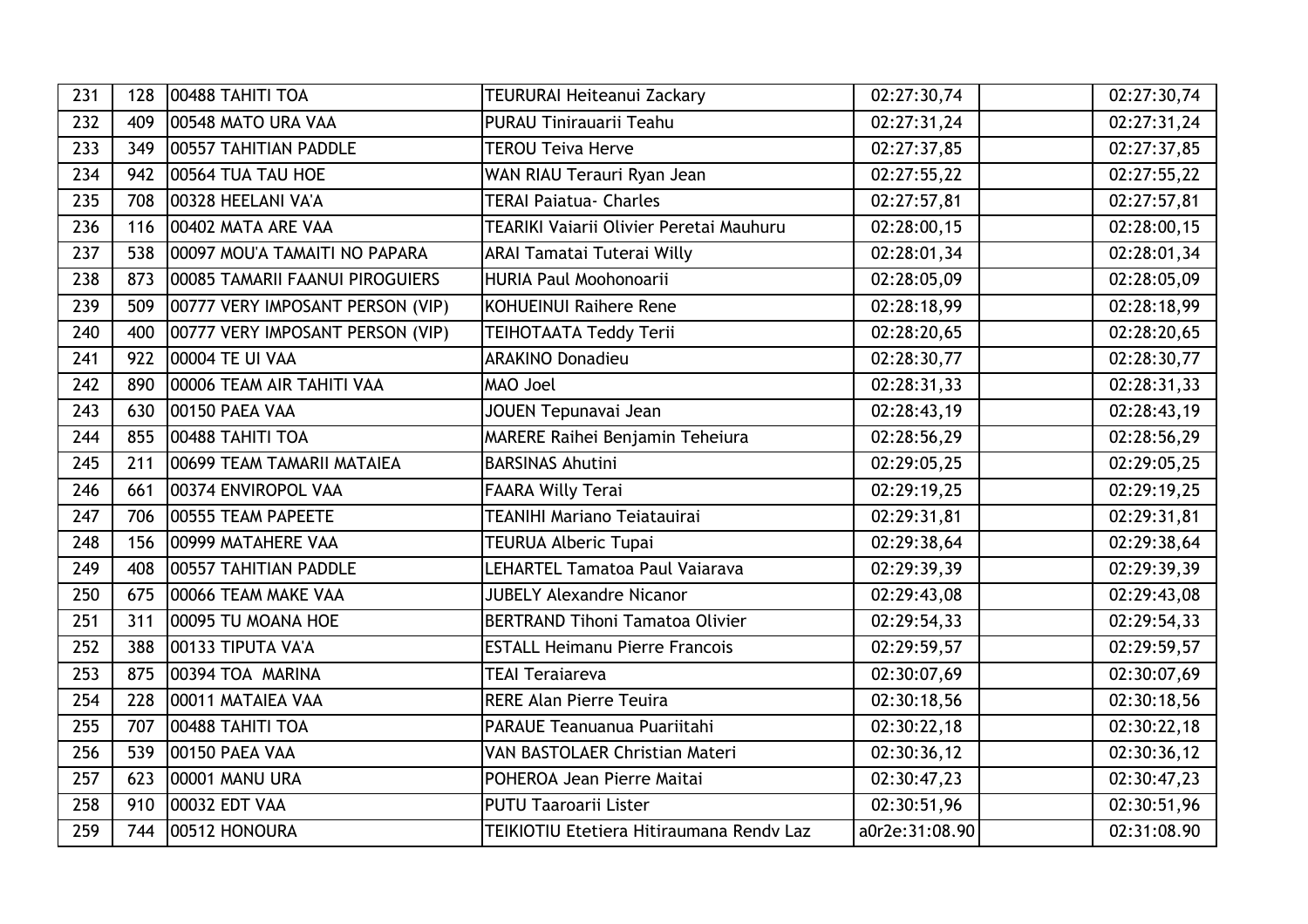| 231 | 128 | 00488 TAHITI TOA | TEURURAI Heiteanui Zackary | 02:27:30,74 | | 02:27:30,74 |
|---|---|---|---|---|---|---|
| 232 | 409 | 00548 MATO URA VAA | PURAU Tinirauarii Teahu | 02:27:31,24 | | 02:27:31,24 |
| 233 | 349 | 00557 TAHITIAN PADDLE | TEROU Teiva Herve | 02:27:37,85 | | 02:27:37,85 |
| 234 | 942 | 00564 TUA TAU HOE | WAN RIAU Terauri Ryan Jean | 02:27:55,22 | | 02:27:55,22 |
| 235 | 708 | 00328 HEELANI VA'A | TERAI Paiatua- Charles | 02:27:57,81 | | 02:27:57,81 |
| 236 | 116 | 00402 MATA ARE VAA | TEARIKI Vaiarii Olivier Peretai Mauhuru | 02:28:00,15 | | 02:28:00,15 |
| 237 | 538 | 00097 MOU'A TAMAITI NO PAPARA | ARAI Tamatai Tuterai Willy | 02:28:01,34 | | 02:28:01,34 |
| 238 | 873 | 00085 TAMARII FAANUI PIROGUIERS | HURIA Paul Moohonoarii | 02:28:05,09 | | 02:28:05,09 |
| 239 | 509 | 00777 VERY IMPOSANT PERSON (VIP) | KOHUEINUI Raihere Rene | 02:28:18,99 | | 02:28:18,99 |
| 240 | 400 | 00777 VERY IMPOSANT PERSON (VIP) | TEIHOTAATA Teddy Terii | 02:28:20,65 | | 02:28:20,65 |
| 241 | 922 | 00004 TE UI VAA | ARAKINO Donadieu | 02:28:30,77 | | 02:28:30,77 |
| 242 | 890 | 00006 TEAM AIR TAHITI VAA | MAO Joel | 02:28:31,33 | | 02:28:31,33 |
| 243 | 630 | 00150 PAEA VAA | JOUEN Tepunavai Jean | 02:28:43,19 | | 02:28:43,19 |
| 244 | 855 | 00488 TAHITI TOA | MARERE Raihei Benjamin Teheiura | 02:28:56,29 | | 02:28:56,29 |
| 245 | 211 | 00699 TEAM TAMARII MATAIEA | BARSINAS Ahutini | 02:29:05,25 | | 02:29:05,25 |
| 246 | 661 | 00374 ENVIROPOL VAA | FAARA Willy Terai | 02:29:19,25 | | 02:29:19,25 |
| 247 | 706 | 00555 TEAM PAPEETE | TEANIHI Mariano Teiatauirai | 02:29:31,81 | | 02:29:31,81 |
| 248 | 156 | 00999 MATAHERE VAA | TEURUA Alberic Tupai | 02:29:38,64 | | 02:29:38,64 |
| 249 | 408 | 00557 TAHITIAN PADDLE | LEHARTEL Tamatoa Paul Vaiarava | 02:29:39,39 | | 02:29:39,39 |
| 250 | 675 | 00066 TEAM MAKE VAA | JUBELY Alexandre Nicanor | 02:29:43,08 | | 02:29:43,08 |
| 251 | 311 | 00095 TU MOANA HOE | BERTRAND Tihoni Tamatoa Olivier | 02:29:54,33 | | 02:29:54,33 |
| 252 | 388 | 00133 TIPUTA VA'A | ESTALL Heimanu Pierre Francois | 02:29:59,57 | | 02:29:59,57 |
| 253 | 875 | 00394 TOA MARINA | TEAI Teraiareva | 02:30:07,69 | | 02:30:07,69 |
| 254 | 228 | 00011 MATAIEA VAA | RERE Alan Pierre Teuira | 02:30:18,56 | | 02:30:18,56 |
| 255 | 707 | 00488 TAHITI TOA | PARAUE Teanuanua Puariitahi | 02:30:22,18 | | 02:30:22,18 |
| 256 | 539 | 00150 PAEA VAA | VAN BASTOLAER Christian Materi | 02:30:36,12 | | 02:30:36,12 |
| 257 | 623 | 00001 MANU URA | POHEROA Jean Pierre Maitai | 02:30:47,23 | | 02:30:47,23 |
| 258 | 910 | 00032 EDT VAA | PUTU Taaroarii Lister | 02:30:51,96 | | 02:30:51,96 |
| 259 | 744 | 00512 HONOURA | TEIKIOTIU Etetiera Hitiraumana Rendy Laz | a0r2e:31:08.90 | | 02:31:08.90 |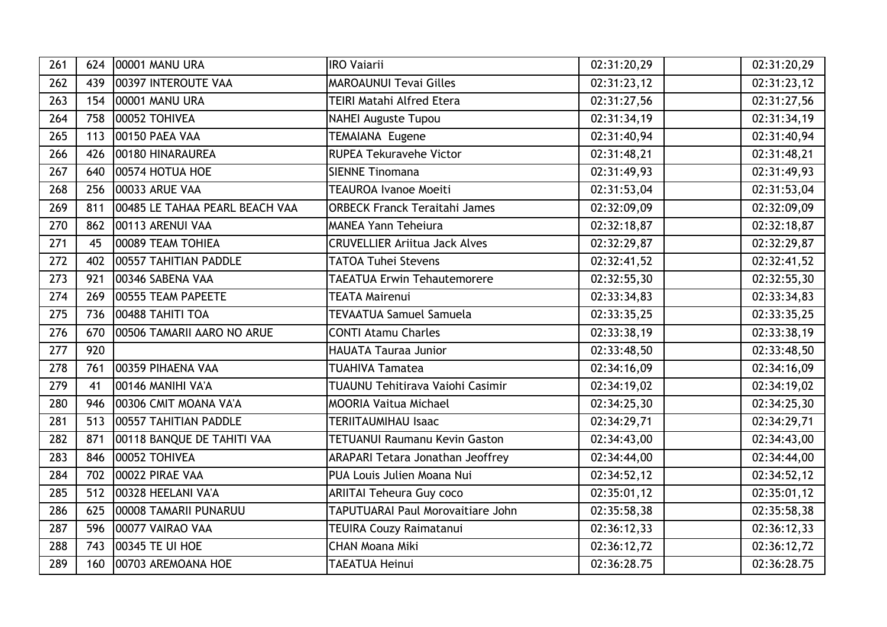| | | | | | | |
|---|---|---|---|---|---|---|
| 261 | 624 | 00001 MANU URA | IRO Vaiarii | 02:31:20,29 | | 02:31:20,29 |
| 262 | 439 | 00397 INTEROUTE VAA | MAROAUNUI Tevai Gilles | 02:31:23,12 | | 02:31:23,12 |
| 263 | 154 | 00001 MANU URA | TEIRI Matahi Alfred Etera | 02:31:27,56 | | 02:31:27,56 |
| 264 | 758 | 00052 TOHIVEA | NAHEI Auguste Tupou | 02:31:34,19 | | 02:31:34,19 |
| 265 | 113 | 00150 PAEA VAA | TEMAIANA Eugene | 02:31:40,94 | | 02:31:40,94 |
| 266 | 426 | 00180 HINARAUREA | RUPEA Tekuravehe Victor | 02:31:48,21 | | 02:31:48,21 |
| 267 | 640 | 00574 HOTUA HOE | SIENNE Tinomana | 02:31:49,93 | | 02:31:49,93 |
| 268 | 256 | 00033 ARUE VAA | TEAUROA Ivanoe Moeiti | 02:31:53,04 | | 02:31:53,04 |
| 269 | 811 | 00485 LE TAHAA PEARL BEACH VAA | ORBECK Franck Teraitahi James | 02:32:09,09 | | 02:32:09,09 |
| 270 | 862 | 00113 ARENUI VAA | MANEA Yann Teheiura | 02:32:18,87 | | 02:32:18,87 |
| 271 | 45 | 00089 TEAM TOHIEA | CRUVELLIER Ariitua Jack Alves | 02:32:29,87 | | 02:32:29,87 |
| 272 | 402 | 00557 TAHITIAN PADDLE | TATOA Tuhei Stevens | 02:32:41,52 | | 02:32:41,52 |
| 273 | 921 | 00346 SABENA VAA | TAEATUA Erwin Tehautemorere | 02:32:55,30 | | 02:32:55,30 |
| 274 | 269 | 00555 TEAM PAPEETE | TEATA Mairenui | 02:33:34,83 | | 02:33:34,83 |
| 275 | 736 | 00488 TAHITI TOA | TEVAATUA Samuel Samuela | 02:33:35,25 | | 02:33:35,25 |
| 276 | 670 | 00506 TAMARII AARO NO ARUE | CONTI Atamu Charles | 02:33:38,19 | | 02:33:38,19 |
| 277 | 920 | | HAUATA Tauraa Junior | 02:33:48,50 | | 02:33:48,50 |
| 278 | 761 | 00359 PIHAENA VAA | TUAHIVA Tamatea | 02:34:16,09 | | 02:34:16,09 |
| 279 | 41 | 00146 MANIHI VA'A | TUAUNU Tehitirava Vaiohi Casimir | 02:34:19,02 | | 02:34:19,02 |
| 280 | 946 | 00306 CMIT MOANA VA'A | MOORIA Vaitua Michael | 02:34:25,30 | | 02:34:25,30 |
| 281 | 513 | 00557 TAHITIAN PADDLE | TERIITAUMIHAU Isaac | 02:34:29,71 | | 02:34:29,71 |
| 282 | 871 | 00118 BANQUE DE TAHITI VAA | TETUANUI Raumanu Kevin Gaston | 02:34:43,00 | | 02:34:43,00 |
| 283 | 846 | 00052 TOHIVEA | ARAPARI Tetara Jonathan Jeoffrey | 02:34:44,00 | | 02:34:44,00 |
| 284 | 702 | 00022 PIRAE VAA | PUA Louis Julien Moana Nui | 02:34:52,12 | | 02:34:52,12 |
| 285 | 512 | 00328 HEELANI VA'A | ARIITAI Teheura Guy coco | 02:35:01,12 | | 02:35:01,12 |
| 286 | 625 | 00008 TAMARII PUNARUU | TAPUTUARAI Paul Morovaitiare John | 02:35:58,38 | | 02:35:58,38 |
| 287 | 596 | 00077 VAIRAO VAA | TEUIRA Couzy Raimatanui | 02:36:12,33 | | 02:36:12,33 |
| 288 | 743 | 00345 TE UI HOE | CHAN Moana Miki | 02:36:12,72 | | 02:36:12,72 |
| 289 | 160 | 00703 AREMOANA HOE | TAEATUA Heinui | 02:36:28.75 | | 02:36:28.75 |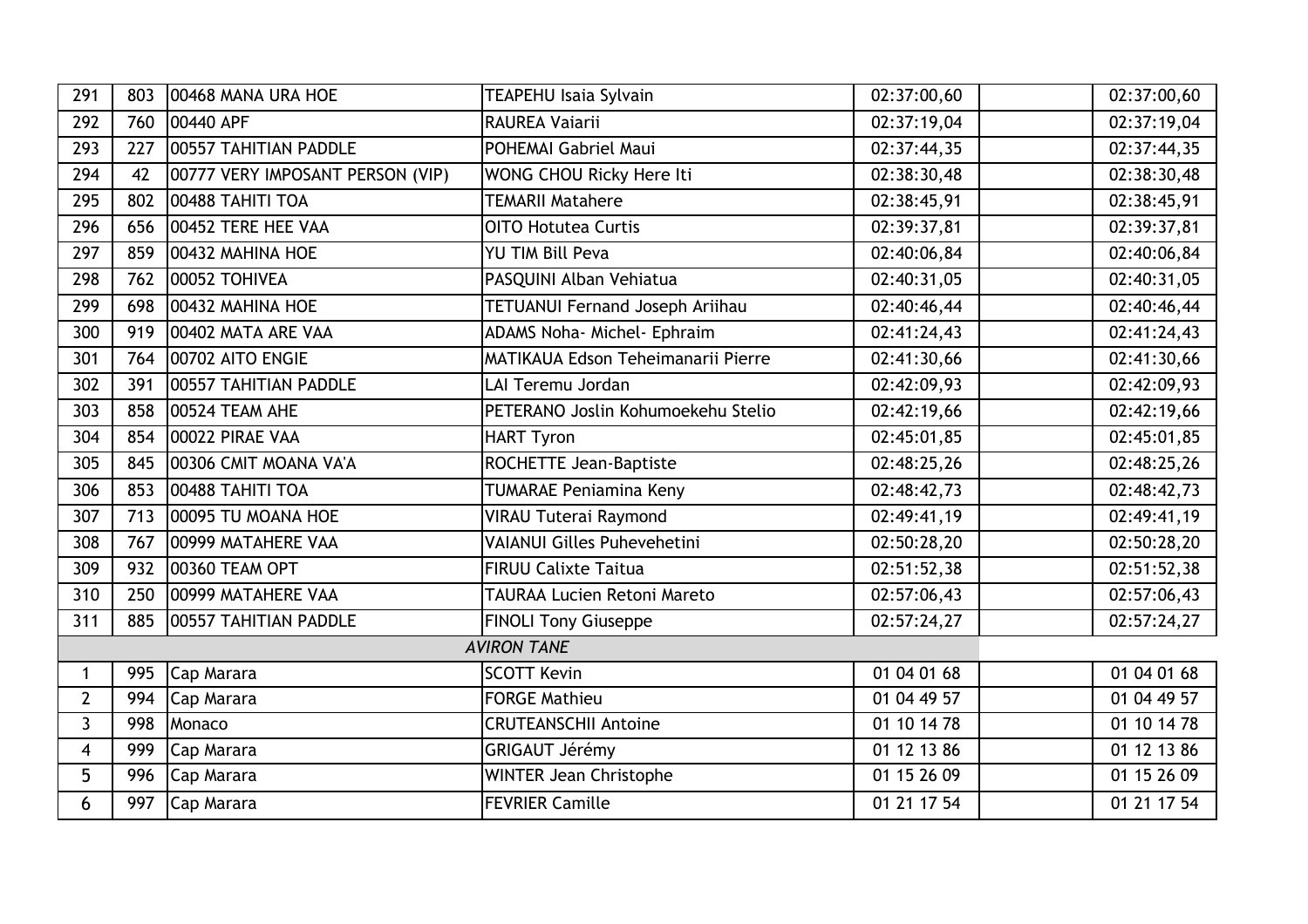| | | | | | | |
|---|---|---|---|---|---|---|
| 291 | 803 | 00468 MANA URA HOE | TEAPEHU Isaia Sylvain | 02:37:00,60 | | 02:37:00,60 |
| 292 | 760 | 00440 APF | RAUREA Vaiarii | 02:37:19,04 | | 02:37:19,04 |
| 293 | 227 | 00557 TAHITIAN PADDLE | POHEMAI Gabriel Maui | 02:37:44,35 | | 02:37:44,35 |
| 294 | 42 | 00777 VERY IMPOSANT PERSON (VIP) | WONG CHOU Ricky Here Iti | 02:38:30,48 | | 02:38:30,48 |
| 295 | 802 | 00488 TAHITI TOA | TEMARII Matahere | 02:38:45,91 | | 02:38:45,91 |
| 296 | 656 | 00452 TERE HEE VAA | OITO Hotutea Curtis | 02:39:37,81 | | 02:39:37,81 |
| 297 | 859 | 00432 MAHINA HOE | YU TIM Bill Peva | 02:40:06,84 | | 02:40:06,84 |
| 298 | 762 | 00052 TOHIVEA | PASQUINI Alban Vehiatua | 02:40:31,05 | | 02:40:31,05 |
| 299 | 698 | 00432 MAHINA HOE | TETUANUI Fernand Joseph Ariihau | 02:40:46,44 | | 02:40:46,44 |
| 300 | 919 | 00402 MATA ARE VAA | ADAMS Noha- Michel- Ephraim | 02:41:24,43 | | 02:41:24,43 |
| 301 | 764 | 00702 AITO ENGIE | MATIKAUA Edson Teheimanarii Pierre | 02:41:30,66 | | 02:41:30,66 |
| 302 | 391 | 00557 TAHITIAN PADDLE | LAI Teremu Jordan | 02:42:09,93 | | 02:42:09,93 |
| 303 | 858 | 00524 TEAM AHE | PETERANO Joslin Kohumoekehu Stelio | 02:42:19,66 | | 02:42:19,66 |
| 304 | 854 | 00022 PIRAE VAA | HART Tyron | 02:45:01,85 | | 02:45:01,85 |
| 305 | 845 | 00306 CMIT MOANA VA'A | ROCHETTE Jean-Baptiste | 02:48:25,26 | | 02:48:25,26 |
| 306 | 853 | 00488 TAHITI TOA | TUMARAE Peniamina Keny | 02:48:42,73 | | 02:48:42,73 |
| 307 | 713 | 00095 TU MOANA HOE | VIRAU Tuterai Raymond | 02:49:41,19 | | 02:49:41,19 |
| 308 | 767 | 00999 MATAHERE VAA | VAIANUI Gilles Puhevehetini | 02:50:28,20 | | 02:50:28,20 |
| 309 | 932 | 00360 TEAM OPT | FIRUU Calixte Taitua | 02:51:52,38 | | 02:51:52,38 |
| 310 | 250 | 00999 MATAHERE VAA | TAURAA Lucien Retoni Mareto | 02:57:06,43 | | 02:57:06,43 |
| 311 | 885 | 00557 TAHITIAN PADDLE | FINOLI Tony Giuseppe | 02:57:24,27 | | 02:57:24,27 |
| | | | *AVIRON TANE* | | | |
| 1 | 995 | Cap Marara | SCOTT Kevin | 01 04 01 68 | | 01 04 01 68 |
| 2 | 994 | Cap Marara | FORGE Mathieu | 01 04 49 57 | | 01 04 49 57 |
| 3 | 998 | Monaco | CRUTEANSCHII Antoine | 01 10 14 78 | | 01 10 14 78 |
| 4 | 999 | Cap Marara | GRIGAUT Jérémy | 01 12 13 86 | | 01 12 13 86 |
| 5 | 996 | Cap Marara | WINTER Jean Christophe | 01 15 26 09 | | 01 15 26 09 |
| 6 | 997 | Cap Marara | FEVRIER Camille | 01 21 17 54 | | 01 21 17 54 |